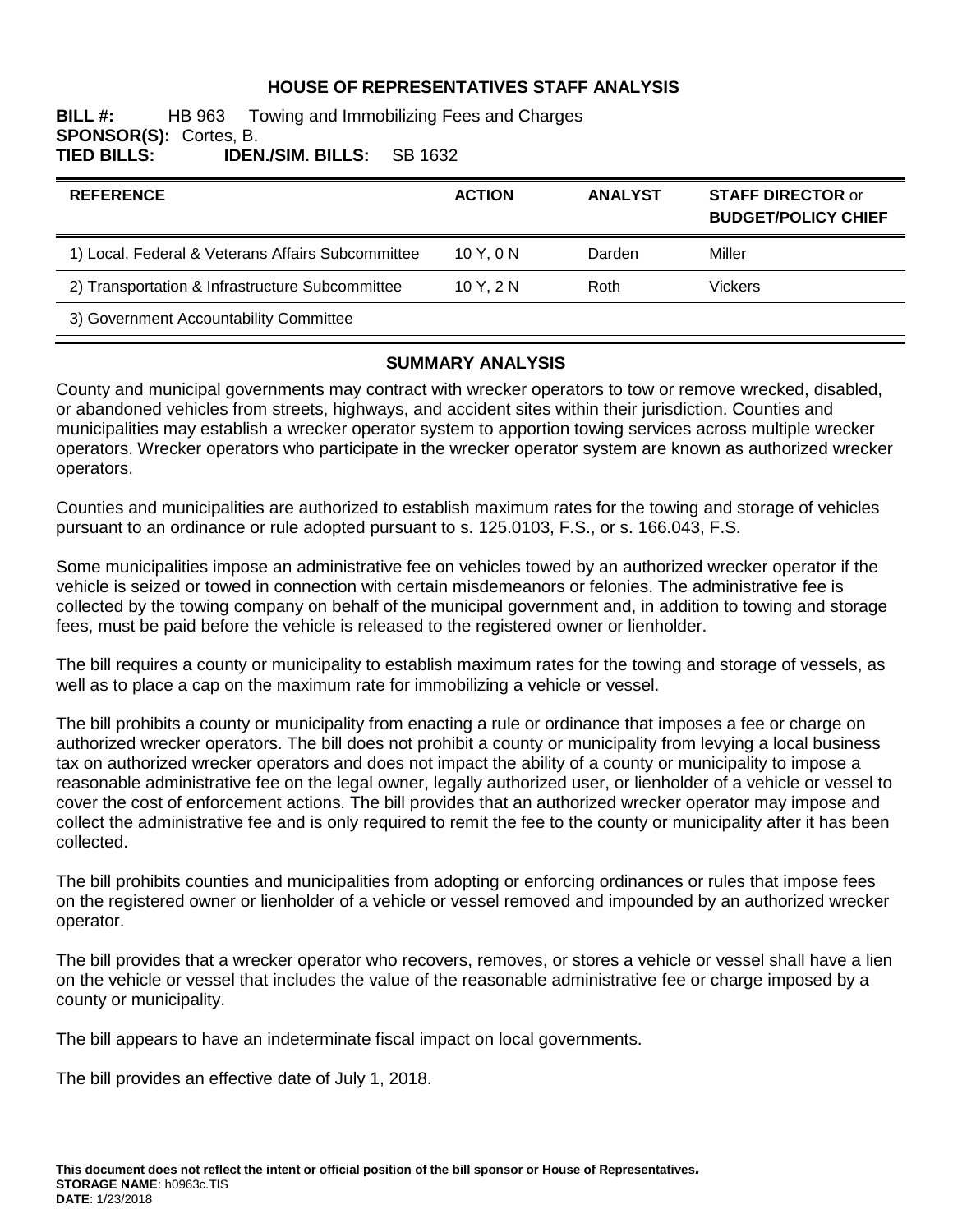# HOUSE OF REPRESENTATIVES STAFF ANALYSIS

**BILL #:** HB 963 Towing and Immobilizing Fees and Charges
**SPONSOR(S):** Cortes, B.
**TIED BILLS:** **IDEN./SIM. BILLS:** SB 1632

| REFERENCE | ACTION | ANALYST | STAFF DIRECTOR or BUDGET/POLICY CHIEF |
|---|---|---|---|
| 1) Local, Federal & Veterans Affairs Subcommittee | 10 Y, 0 N | Darden | Miller |
| 2) Transportation & Infrastructure Subcommittee | 10 Y, 2 N | Roth | Vickers |
| 3) Government Accountability Committee | | | |

## SUMMARY ANALYSIS

County and municipal governments may contract with wrecker operators to tow or remove wrecked, disabled, or abandoned vehicles from streets, highways, and accident sites within their jurisdiction. Counties and municipalities may establish a wrecker operator system to apportion towing services across multiple wrecker operators. Wrecker operators who participate in the wrecker operator system are known as authorized wrecker operators.

Counties and municipalities are authorized to establish maximum rates for the towing and storage of vehicles pursuant to an ordinance or rule adopted pursuant to s. 125.0103, F.S., or s. 166.043, F.S.

Some municipalities impose an administrative fee on vehicles towed by an authorized wrecker operator if the vehicle is seized or towed in connection with certain misdemeanors or felonies. The administrative fee is collected by the towing company on behalf of the municipal government and, in addition to towing and storage fees, must be paid before the vehicle is released to the registered owner or lienholder.

The bill requires a county or municipality to establish maximum rates for the towing and storage of vessels, as well as to place a cap on the maximum rate for immobilizing a vehicle or vessel.

The bill prohibits a county or municipality from enacting a rule or ordinance that imposes a fee or charge on authorized wrecker operators. The bill does not prohibit a county or municipality from levying a local business tax on authorized wrecker operators and does not impact the ability of a county or municipality to impose a reasonable administrative fee on the legal owner, legally authorized user, or lienholder of a vehicle or vessel to cover the cost of enforcement actions. The bill provides that an authorized wrecker operator may impose and collect the administrative fee and is only required to remit the fee to the county or municipality after it has been collected.

The bill prohibits counties and municipalities from adopting or enforcing ordinances or rules that impose fees on the registered owner or lienholder of a vehicle or vessel removed and impounded by an authorized wrecker operator.

The bill provides that a wrecker operator who recovers, removes, or stores a vehicle or vessel shall have a lien on the vehicle or vessel that includes the value of the reasonable administrative fee or charge imposed by a county or municipality.

The bill appears to have an indeterminate fiscal impact on local governments.

The bill provides an effective date of July 1, 2018.

**This document does not reflect the intent or official position of the bill sponsor or House of Representatives.**
**STORAGE NAME**: h0963c.TIS
**DATE**: 1/23/2018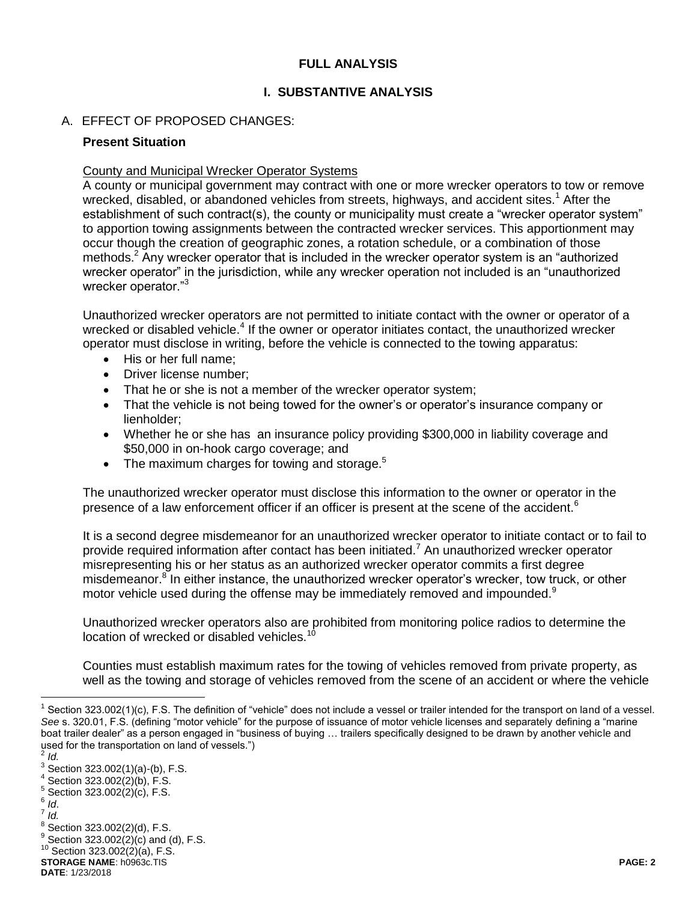# FULL ANALYSIS

## I. SUBSTANTIVE ANALYSIS

### A. EFFECT OF PROPOSED CHANGES:

**Present Situation**

County and Municipal Wrecker Operator Systems

A county or municipal government may contract with one or more wrecker operators to tow or remove wrecked, disabled, or abandoned vehicles from streets, highways, and accident sites.[1] After the establishment of such contract(s), the county or municipality must create a "wrecker operator system" to apportion towing assignments between the contracted wrecker services. This apportionment may occur though the creation of geographic zones, a rotation schedule, or a combination of those methods.[2] Any wrecker operator that is included in the wrecker operator system is an "authorized wrecker operator" in the jurisdiction, while any wrecker operation not included is an "unauthorized wrecker operator."[3]

Unauthorized wrecker operators are not permitted to initiate contact with the owner or operator of a wrecked or disabled vehicle.[4] If the owner or operator initiates contact, the unauthorized wrecker operator must disclose in writing, before the vehicle is connected to the towing apparatus:

- His or her full name;
- Driver license number;
- That he or she is not a member of the wrecker operator system;
- That the vehicle is not being towed for the owner's or operator's insurance company or lienholder;
- Whether he or she has an insurance policy providing $300,000 in liability coverage and $50,000 in on-hook cargo coverage; and
- The maximum charges for towing and storage.[5]

The unauthorized wrecker operator must disclose this information to the owner or operator in the presence of a law enforcement officer if an officer is present at the scene of the accident.[6]

It is a second degree misdemeanor for an unauthorized wrecker operator to initiate contact or to fail to provide required information after contact has been initiated.[7] An unauthorized wrecker operator misrepresenting his or her status as an authorized wrecker operator commits a first degree misdemeanor.[8] In either instance, the unauthorized wrecker operator's wrecker, tow truck, or other motor vehicle used during the offense may be immediately removed and impounded.[9]

Unauthorized wrecker operators also are prohibited from monitoring police radios to determine the location of wrecked or disabled vehicles.[10]

Counties must establish maximum rates for the towing of vehicles removed from private property, as well as the towing and storage of vehicles removed from the scene of an accident or where the vehicle

---

[1] Section 323.002(1)(c), F.S. The definition of "vehicle" does not include a vessel or trailer intended for the transport on land of a vessel. *See* s. 320.01, F.S. (defining "motor vehicle" for the purpose of issuance of motor vehicle licenses and separately defining a "marine boat trailer dealer" as a person engaged in "business of buying … trailers specifically designed to be drawn by another vehicle and used for the transportation on land of vessels.")

[2] *Id.*

[3] Section 323.002(1)(a)-(b), F.S.

[4] Section 323.002(2)(b), F.S.

[5] Section 323.002(2)(c), F.S.

[6] *Id*.

[7] *Id.*

[8] Section 323.002(2)(d), F.S.

[9] Section 323.002(2)(c) and (d), F.S.

[10] Section 323.002(2)(a), F.S.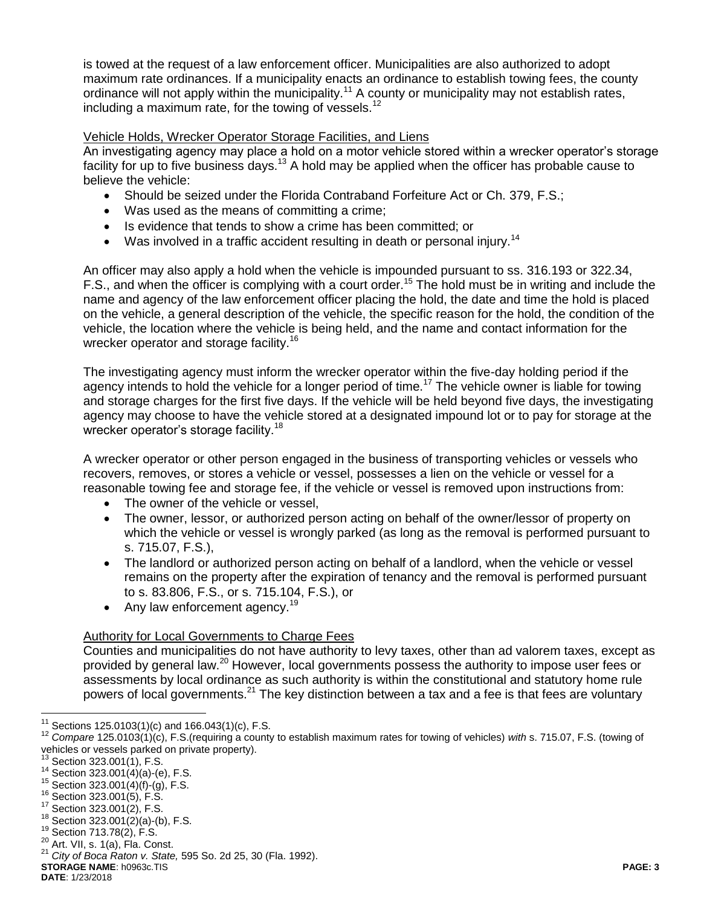is towed at the request of a law enforcement officer. Municipalities are also authorized to adopt maximum rate ordinances. If a municipality enacts an ordinance to establish towing fees, the county ordinance will not apply within the municipality.[11] A county or municipality may not establish rates, including a maximum rate, for the towing of vessels.[12]

Vehicle Holds, Wrecker Operator Storage Facilities, and Liens

An investigating agency may place a hold on a motor vehicle stored within a wrecker operator's storage facility for up to five business days.[13] A hold may be applied when the officer has probable cause to believe the vehicle:

- Should be seized under the Florida Contraband Forfeiture Act or Ch. 379, F.S.;
- Was used as the means of committing a crime;
- Is evidence that tends to show a crime has been committed; or
- Was involved in a traffic accident resulting in death or personal injury.[14]

An officer may also apply a hold when the vehicle is impounded pursuant to ss. 316.193 or 322.34, F.S., and when the officer is complying with a court order.[15] The hold must be in writing and include the name and agency of the law enforcement officer placing the hold, the date and time the hold is placed on the vehicle, a general description of the vehicle, the specific reason for the hold, the condition of the vehicle, the location where the vehicle is being held, and the name and contact information for the wrecker operator and storage facility.[16]

The investigating agency must inform the wrecker operator within the five-day holding period if the agency intends to hold the vehicle for a longer period of time.[17] The vehicle owner is liable for towing and storage charges for the first five days. If the vehicle will be held beyond five days, the investigating agency may choose to have the vehicle stored at a designated impound lot or to pay for storage at the wrecker operator's storage facility.[18]

A wrecker operator or other person engaged in the business of transporting vehicles or vessels who recovers, removes, or stores a vehicle or vessel, possesses a lien on the vehicle or vessel for a reasonable towing fee and storage fee, if the vehicle or vessel is removed upon instructions from:

- The owner of the vehicle or vessel,
- The owner, lessor, or authorized person acting on behalf of the owner/lessor of property on which the vehicle or vessel is wrongly parked (as long as the removal is performed pursuant to s. 715.07, F.S.),
- The landlord or authorized person acting on behalf of a landlord, when the vehicle or vessel remains on the property after the expiration of tenancy and the removal is performed pursuant to s. 83.806, F.S., or s. 715.104, F.S.), or
- Any law enforcement agency.[19]

Authority for Local Governments to Charge Fees

Counties and municipalities do not have authority to levy taxes, other than ad valorem taxes, except as provided by general law.[20] However, local governments possess the authority to impose user fees or assessments by local ordinance as such authority is within the constitutional and statutory home rule powers of local governments.[21] The key distinction between a tax and a fee is that fees are voluntary

---

[11] Sections 125.0103(1)(c) and 166.043(1)(c), F.S.

[12] *Compare* 125.0103(1)(c), F.S.(requiring a county to establish maximum rates for towing of vehicles) *with* s. 715.07, F.S. (towing of vehicles or vessels parked on private property).

[13] Section 323.001(1), F.S.

[14] Section 323.001(4)(a)-(e), F.S.

[15] Section 323.001(4)(f)-(g), F.S.

[16] Section 323.001(5), F.S.

[17] Section 323.001(2), F.S.

[18] Section 323.001(2)(a)-(b), F.S.

[19] Section 713.78(2), F.S.

[20] Art. VII, s. 1(a), Fla. Const.

[21] *City of Boca Raton v. State,* 595 So. 2d 25, 30 (Fla. 1992).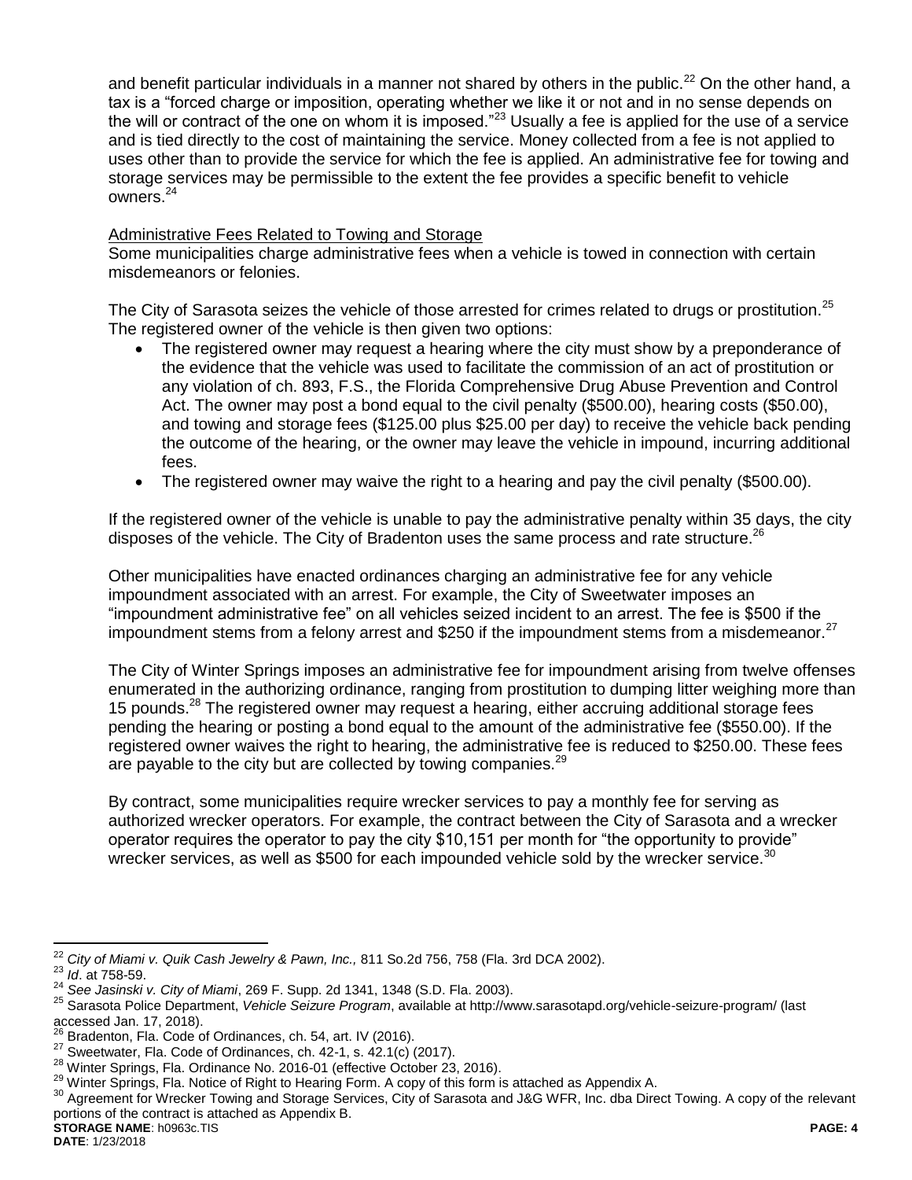and benefit particular individuals in a manner not shared by others in the public.[22] On the other hand, a tax is a "forced charge or imposition, operating whether we like it or not and in no sense depends on the will or contract of the one on whom it is imposed."[23] Usually a fee is applied for the use of a service and is tied directly to the cost of maintaining the service. Money collected from a fee is not applied to uses other than to provide the service for which the fee is applied. An administrative fee for towing and storage services may be permissible to the extent the fee provides a specific benefit to vehicle owners.[24]

Administrative Fees Related to Towing and Storage

Some municipalities charge administrative fees when a vehicle is towed in connection with certain misdemeanors or felonies.

The City of Sarasota seizes the vehicle of those arrested for crimes related to drugs or prostitution.[25] The registered owner of the vehicle is then given two options:

- The registered owner may request a hearing where the city must show by a preponderance of the evidence that the vehicle was used to facilitate the commission of an act of prostitution or any violation of ch. 893, F.S., the Florida Comprehensive Drug Abuse Prevention and Control Act. The owner may post a bond equal to the civil penalty ($500.00), hearing costs ($50.00), and towing and storage fees ($125.00 plus $25.00 per day) to receive the vehicle back pending the outcome of the hearing, or the owner may leave the vehicle in impound, incurring additional fees.
- The registered owner may waive the right to a hearing and pay the civil penalty ($500.00).

If the registered owner of the vehicle is unable to pay the administrative penalty within 35 days, the city disposes of the vehicle. The City of Bradenton uses the same process and rate structure.[26]

Other municipalities have enacted ordinances charging an administrative fee for any vehicle impoundment associated with an arrest. For example, the City of Sweetwater imposes an "impoundment administrative fee" on all vehicles seized incident to an arrest. The fee is $500 if the impoundment stems from a felony arrest and $250 if the impoundment stems from a misdemeanor.[27]

The City of Winter Springs imposes an administrative fee for impoundment arising from twelve offenses enumerated in the authorizing ordinance, ranging from prostitution to dumping litter weighing more than 15 pounds.[28] The registered owner may request a hearing, either accruing additional storage fees pending the hearing or posting a bond equal to the amount of the administrative fee ($550.00). If the registered owner waives the right to hearing, the administrative fee is reduced to $250.00. These fees are payable to the city but are collected by towing companies.[29]

By contract, some municipalities require wrecker services to pay a monthly fee for serving as authorized wrecker operators. For example, the contract between the City of Sarasota and a wrecker operator requires the operator to pay the city $10,151 per month for "the opportunity to provide" wrecker services, as well as $500 for each impounded vehicle sold by the wrecker service.[30]

---

[22] *City of Miami v. Quik Cash Jewelry & Pawn, Inc.,* 811 So.2d 756, 758 (Fla. 3rd DCA 2002).

[23] *Id*. at 758-59.

[24] *See Jasinski v. City of Miami*, 269 F. Supp. 2d 1341, 1348 (S.D. Fla. 2003).

[25] Sarasota Police Department, *Vehicle Seizure Program*, available at http://www.sarasotapd.org/vehicle-seizure-program/ (last accessed Jan. 17, 2018).

[26] Bradenton, Fla. Code of Ordinances, ch. 54, art. IV (2016).

[27] Sweetwater, Fla. Code of Ordinances, ch. 42-1, s. 42.1(c) (2017).

[28] Winter Springs, Fla. Ordinance No. 2016-01 (effective October 23, 2016).

[29] Winter Springs, Fla. Notice of Right to Hearing Form. A copy of this form is attached as Appendix A.

[30] Agreement for Wrecker Towing and Storage Services, City of Sarasota and J&G WFR, Inc. dba Direct Towing. A copy of the relevant portions of the contract is attached as Appendix B.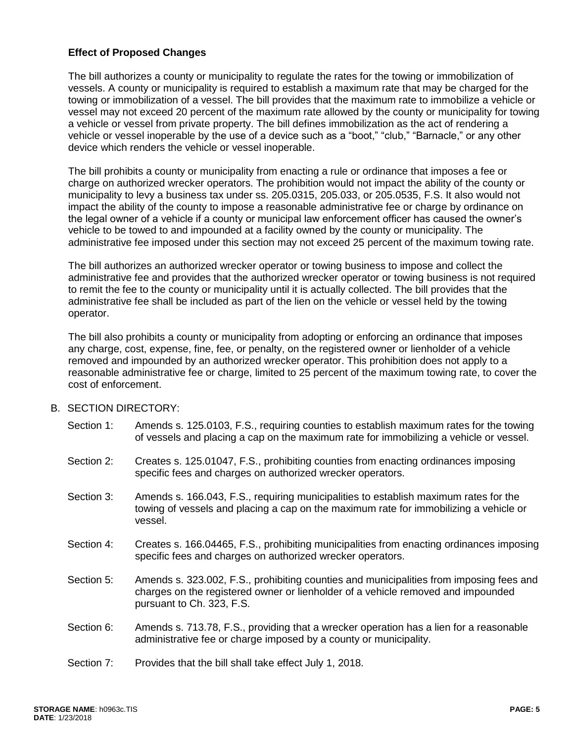### Effect of Proposed Changes

The bill authorizes a county or municipality to regulate the rates for the towing or immobilization of vessels. A county or municipality is required to establish a maximum rate that may be charged for the towing or immobilization of a vessel. The bill provides that the maximum rate to immobilize a vehicle or vessel may not exceed 20 percent of the maximum rate allowed by the county or municipality for towing a vehicle or vessel from private property. The bill defines immobilization as the act of rendering a vehicle or vessel inoperable by the use of a device such as a "boot," "club," "Barnacle," or any other device which renders the vehicle or vessel inoperable.

The bill prohibits a county or municipality from enacting a rule or ordinance that imposes a fee or charge on authorized wrecker operators. The prohibition would not impact the ability of the county or municipality to levy a business tax under ss. 205.0315, 205.033, or 205.0535, F.S. It also would not impact the ability of the county to impose a reasonable administrative fee or charge by ordinance on the legal owner of a vehicle if a county or municipal law enforcement officer has caused the owner's vehicle to be towed to and impounded at a facility owned by the county or municipality. The administrative fee imposed under this section may not exceed 25 percent of the maximum towing rate.

The bill authorizes an authorized wrecker operator or towing business to impose and collect the administrative fee and provides that the authorized wrecker operator or towing business is not required to remit the fee to the county or municipality until it is actually collected. The bill provides that the administrative fee shall be included as part of the lien on the vehicle or vessel held by the towing operator.

The bill also prohibits a county or municipality from adopting or enforcing an ordinance that imposes any charge, cost, expense, fine, fee, or penalty, on the registered owner or lienholder of a vehicle removed and impounded by an authorized wrecker operator. This prohibition does not apply to a reasonable administrative fee or charge, limited to 25 percent of the maximum towing rate, to cover the cost of enforcement.

B. SECTION DIRECTORY:

- Section 1: Amends s. 125.0103, F.S., requiring counties to establish maximum rates for the towing of vessels and placing a cap on the maximum rate for immobilizing a vehicle or vessel.
- Section 2: Creates s. 125.01047, F.S., prohibiting counties from enacting ordinances imposing specific fees and charges on authorized wrecker operators.
- Section 3: Amends s. 166.043, F.S., requiring municipalities to establish maximum rates for the towing of vessels and placing a cap on the maximum rate for immobilizing a vehicle or vessel.
- Section 4: Creates s. 166.04465, F.S., prohibiting municipalities from enacting ordinances imposing specific fees and charges on authorized wrecker operators.
- Section 5: Amends s. 323.002, F.S., prohibiting counties and municipalities from imposing fees and charges on the registered owner or lienholder of a vehicle removed and impounded pursuant to Ch. 323, F.S.
- Section 6: Amends s. 713.78, F.S., providing that a wrecker operation has a lien for a reasonable administrative fee or charge imposed by a county or municipality.
- Section 7: Provides that the bill shall take effect July 1, 2018.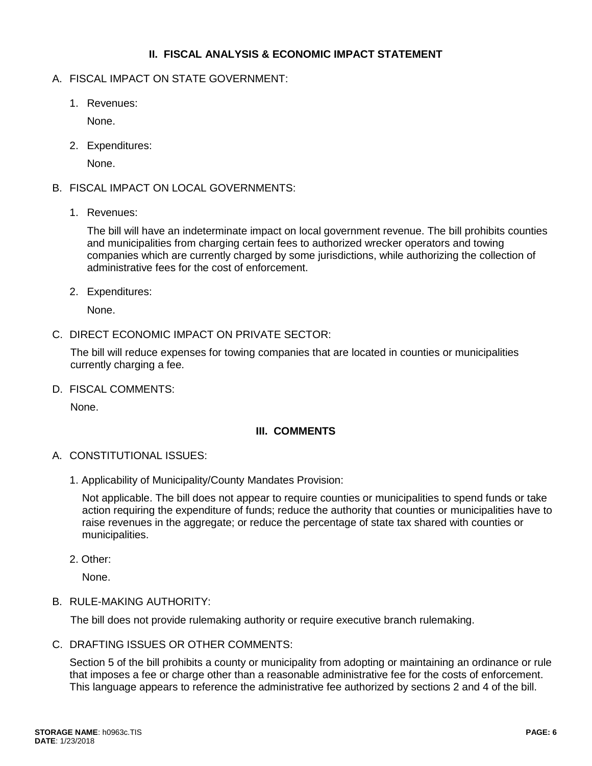## II. FISCAL ANALYSIS & ECONOMIC IMPACT STATEMENT

A. FISCAL IMPACT ON STATE GOVERNMENT:

1. Revenues:

   None.

2. Expenditures:

   None.

B. FISCAL IMPACT ON LOCAL GOVERNMENTS:

1. Revenues:

   The bill will have an indeterminate impact on local government revenue. The bill prohibits counties and municipalities from charging certain fees to authorized wrecker operators and towing companies which are currently charged by some jurisdictions, while authorizing the collection of administrative fees for the cost of enforcement.

2. Expenditures:

   None.

C. DIRECT ECONOMIC IMPACT ON PRIVATE SECTOR:

   The bill will reduce expenses for towing companies that are located in counties or municipalities currently charging a fee.

D. FISCAL COMMENTS:

   None.

## III. COMMENTS

A. CONSTITUTIONAL ISSUES:

1. Applicability of Municipality/County Mandates Provision:

   Not applicable. The bill does not appear to require counties or municipalities to spend funds or take action requiring the expenditure of funds; reduce the authority that counties or municipalities have to raise revenues in the aggregate; or reduce the percentage of state tax shared with counties or municipalities.

2. Other:

   None.

B. RULE-MAKING AUTHORITY:

   The bill does not provide rulemaking authority or require executive branch rulemaking.

C. DRAFTING ISSUES OR OTHER COMMENTS:

   Section 5 of the bill prohibits a county or municipality from adopting or maintaining an ordinance or rule that imposes a fee or charge other than a reasonable administrative fee for the costs of enforcement. This language appears to reference the administrative fee authorized by sections 2 and 4 of the bill.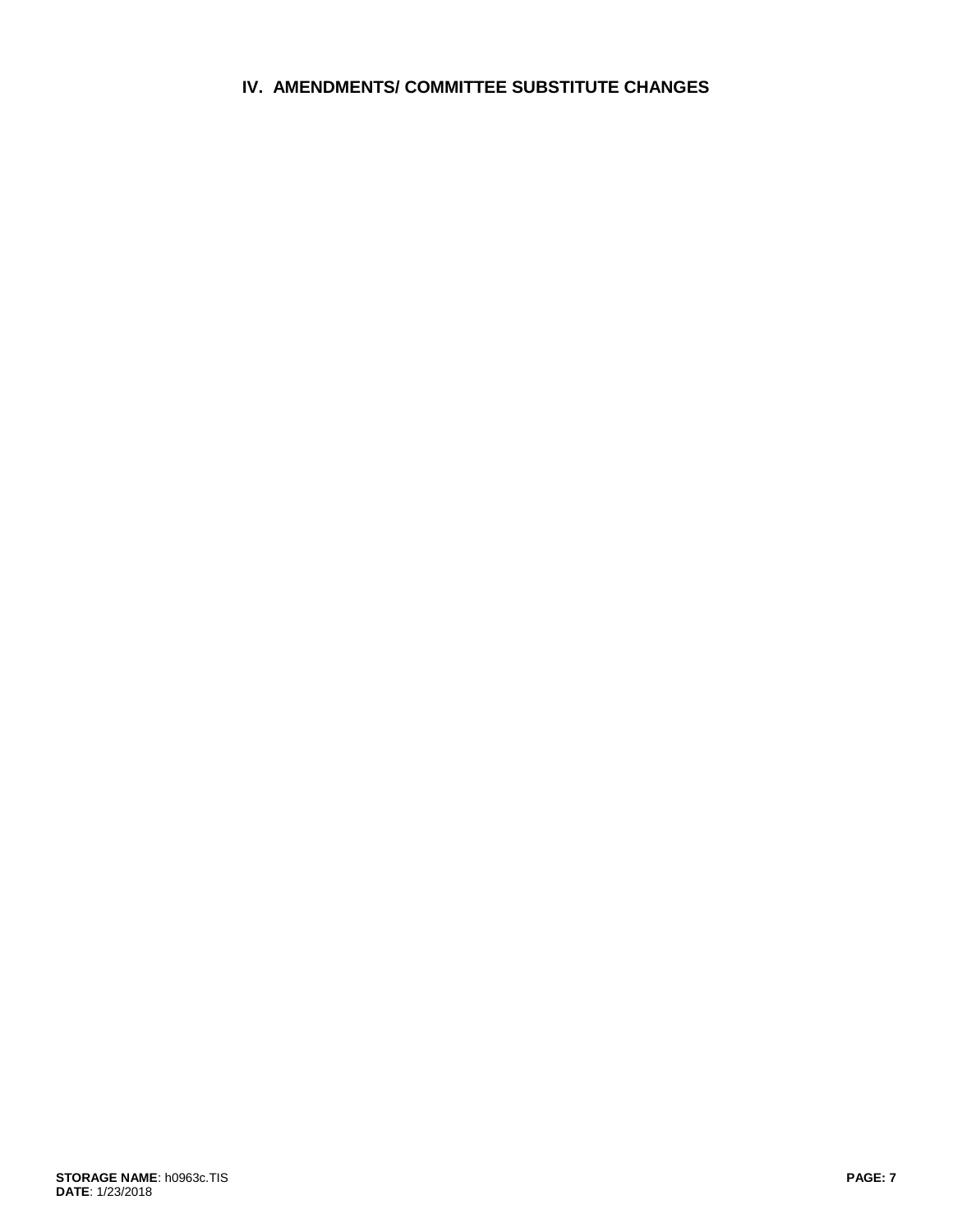## IV. AMENDMENTS/ COMMITTEE SUBSTITUTE CHANGES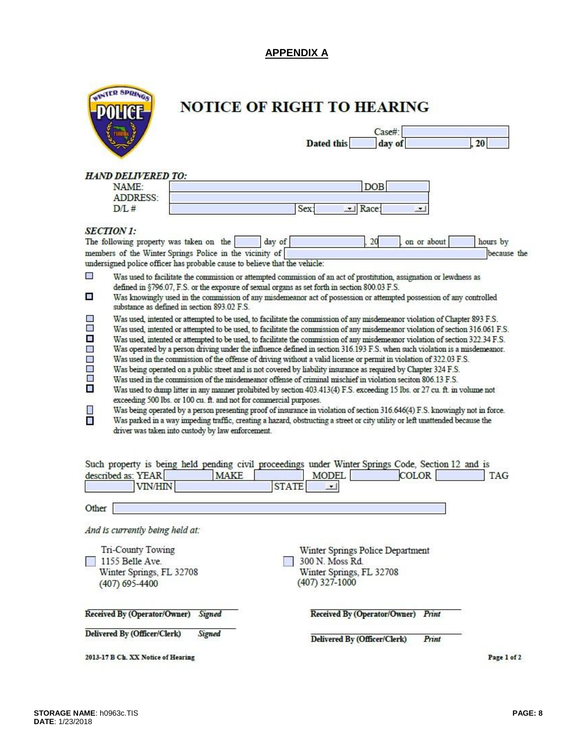## APPENDIX A

# NOTICE OF RIGHT TO HEARING

Case#: ______

Dated this ______ day of ______, 20 ______

***HAND DELIVERED TO:***

NAME: ______ DOB ______

ADDRESS: ______

D/L # ______ Sex: ______ Race: ______

***SECTION 1:***

The following property was taken on the ______ day of ______, 20 ______ on or about ______ hours by members of the Winter Springs Police in the vicinity of ______ because the undersigned police officer has probable cause to believe that the vehicle:

- ☐ Was used to facilitate the commission or attempted commission of an act of prostitution, assignation or lewdness as defined in §796.07, F.S. or the exposure of sexual organs as set forth in section 800.03 F.S.
- ☐ Was knowingly used in the commission of any misdemeanor act of possession or attempted possession of any controlled substance as defined in section 893.02 F.S.
- ☐ Was used, intented or attempted to be used, to facilitate the commission of any misdemeanor violation of Chapter 893 F.S.
- ☐ Was used, intented or attempted to be used, to facilitate the commission of any misdemeanor violation of section 316.061 F.S.
- ☐ Was used, intented or attempted to be used, to facilitate the commission of any misdemeanor violation of section 322.34 F.S.
- ☐ Was operated by a person driving under the influence defined in section 316.193 F.S. when such violation is a misdemeanor.
- ☐ Was used in the commission of the offense of driving without a valid license or permit in violation of 322.03 F.S.
- ☐ Was being operated on a public street and is not covered by liability insurance as required by Chapter 324 F.S.
- ☐ Was used in the commission of the misdemeanor offense of criminal mischief in violation seciton 806.13 F.S.
- ☐ Was used to dump litter in any manner prohibited by section 403.413(4) F.S. exceeding 15 lbs. or 27 cu. ft. in volume not exceeding 500 lbs. or 100 cu. ft. and not for commercial purposes.
- ☐ Was being operated by a person presenting proof of insurance in violation of section 316.646(4) F.S. knowingly not in force.
- ☐ Was parked in a way impeding traffic, creating a hazard, obstructing a street or city utility or left unattended because the driver was taken into custody by law enforcement.

Such property is being held pending civil proceedings under Winter Springs Code, Section 12 and is described as: YEAR ______ MAKE ______ MODEL ______ COLOR ______ TAG ______ VIN/HIN ______ STATE ______

Other ______

*And is currently being held at:*

☐ Tri-County Towing
1155 Belle Ave.
Winter Springs, FL 32708
(407) 695-4400

☐ Winter Springs Police Department
300 N. Moss Rd.
Winter Springs, FL 32708
(407) 327-1000

**Received By (Operator/Owner)** *Signed* ______ **Received By (Operator/Owner)** *Print* ______

**Delivered By (Officer/Clerk)** *Signed* ______ **Delivered By (Officer/Clerk)** *Print* ______

2013-17 B Ch. XX Notice of Hearing Page 1 of 2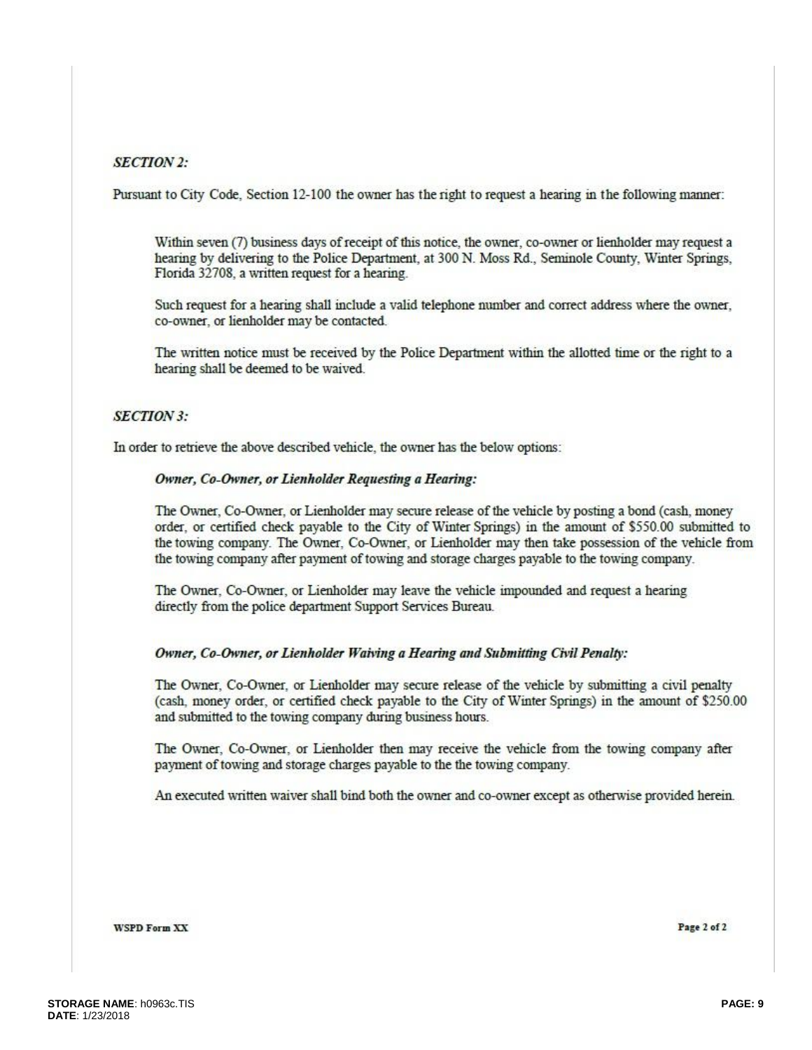***SECTION 2:***

Pursuant to City Code, Section 12-100 the owner has the right to request a hearing in the following manner:

Within seven (7) business days of receipt of this notice, the owner, co-owner or lienholder may request a hearing by delivering to the Police Department, at 300 N. Moss Rd., Seminole County, Winter Springs, Florida 32708, a written request for a hearing.

Such request for a hearing shall include a valid telephone number and correct address where the owner, co-owner, or lienholder may be contacted.

The written notice must be received by the Police Department within the allotted time or the right to a hearing shall be deemed to be waived.

***SECTION 3:***

In order to retrieve the above described vehicle, the owner has the below options:

***Owner, Co-Owner, or Lienholder Requesting a Hearing:***

The Owner, Co-Owner, or Lienholder may secure release of the vehicle by posting a bond (cash, money order, or certified check payable to the City of Winter Springs) in the amount of $550.00 submitted to the towing company. The Owner, Co-Owner, or Lienholder may then take possession of the vehicle from the towing company after payment of towing and storage charges payable to the towing company.

The Owner, Co-Owner, or Lienholder may leave the vehicle impounded and request a hearing directly from the police department Support Services Bureau.

***Owner, Co-Owner, or Lienholder Waiving a Hearing and Submitting Civil Penalty:***

The Owner, Co-Owner, or Lienholder may secure release of the vehicle by submitting a civil penalty (cash, money order, or certified check payable to the City of Winter Springs) in the amount of $250.00 and submitted to the towing company during business hours.

The Owner, Co-Owner, or Lienholder then may receive the vehicle from the towing company after payment of towing and storage charges payable to the the towing company.

An executed written waiver shall bind both the owner and co-owner except as otherwise provided herein.

**WSPD Form XX**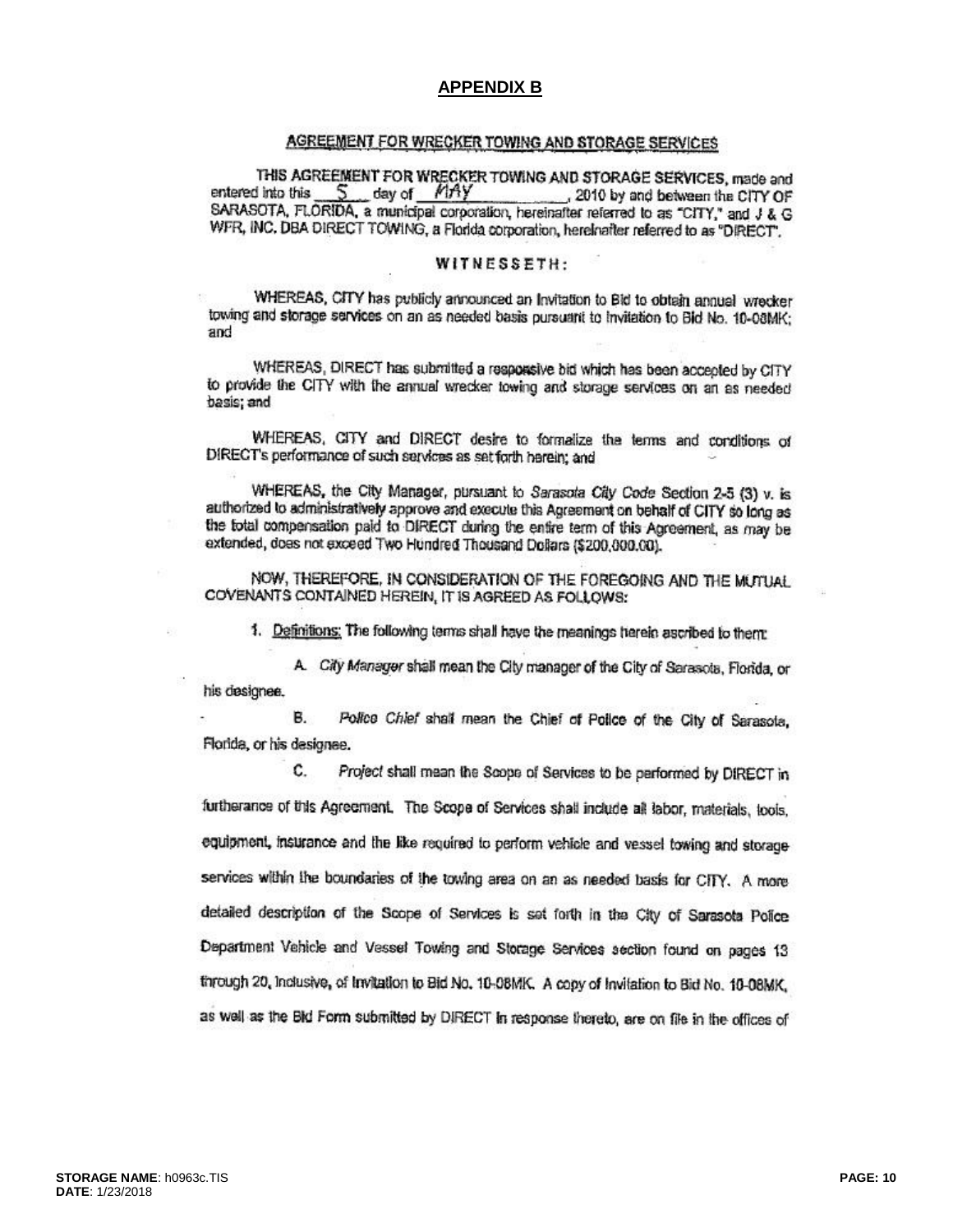## APPENDIX B

### AGREEMENT FOR WRECKER TOWING AND STORAGE SERVICES

THIS AGREEMENT FOR WRECKER TOWING AND STORAGE SERVICES, made and entered into this 5 day of MAY, 2010 by and between the CITY OF SARASOTA, FLORIDA, a municipal corporation, hereinafter referred to as "CITY," and J & G WFR, INC. DBA DIRECT TOWING, a Florida corporation, hereinafter referred to as "DIRECT".

**WITNESSETH:**

WHEREAS, CITY has publicly announced an Invitation to Bid to obtain annual wrecker towing and storage services on an as needed basis pursuant to Invitation to Bid No. 10-08MK; and

WHEREAS, DIRECT has submitted a responsive bid which has been accepted by CITY to provide the CITY with the annual wrecker towing and storage services on an as needed basis; and

WHEREAS, CITY and DIRECT desire to formalize the terms and conditions of DIRECT's performance of such services as set forth herein; and

WHEREAS, the City Manager, pursuant to *Sarasota City Code* Section 2-5 (3) v. is authorized to administratively approve and execute this Agreement on behalf of CITY so long as the total compensation paid to DIRECT during the entire term of this Agreement, as may be extended, does not exceed Two Hundred Thousand Dollars ($200,000.00).

NOW, THEREFORE, IN CONSIDERATION OF THE FOREGOING AND THE MUTUAL COVENANTS CONTAINED HEREIN, IT IS AGREED AS FOLLOWS:

1. Definitions: The following terms shall have the meanings herein ascribed to them:

   A. *City Manager* shall mean the City manager of the City of Sarasota, Florida, or his designee.

   B. *Police Chief* shall mean the Chief of Police of the City of Sarasota, Florida, or his designee.

   C. *Project* shall mean the Scope of Services to be performed by DIRECT in furtherance of this Agreement. The Scope of Services shall include all labor, materials, tools, equipment, insurance and the like required to perform vehicle and vessel towing and storage services within the boundaries of the towing area on an as needed basis for CITY. A more detailed description of the Scope of Services is set forth in the City of Sarasota Police Department Vehicle and Vessel Towing and Storage Services section found on pages 13 through 20, inclusive, of Invitation to Bid No. 10-08MK. A copy of Invitation to Bid No. 10-08MK, as well as the Bid Form submitted by DIRECT in response thereto, are on file in the offices of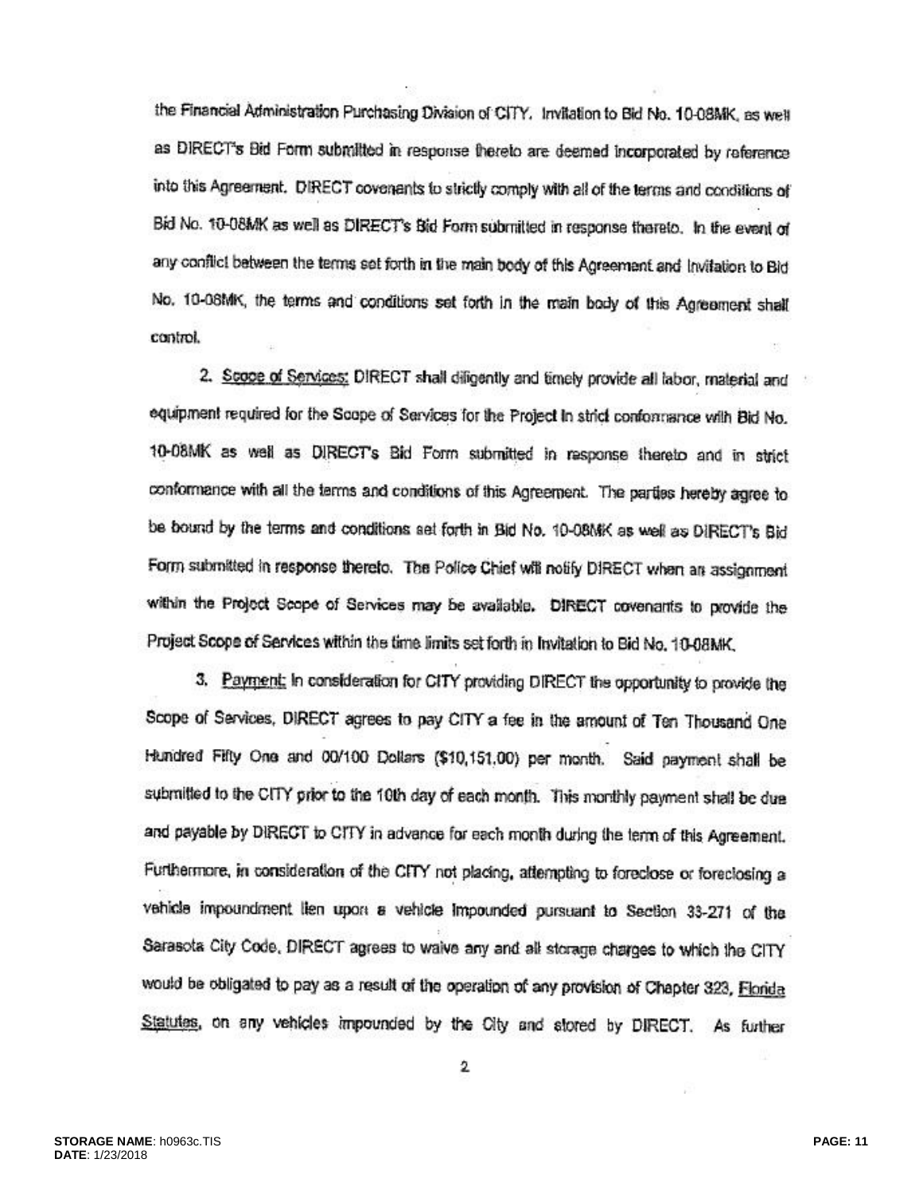the Financial Administration Purchasing Division of CITY. Invitation to Bid No. 10-08MK, as well as DIRECT's Bid Form submitted in response thereto are deemed incorporated by reference into this Agreement. DIRECT covenants to strictly comply with all of the terms and conditions of Bid No. 10-08MK as well as DIRECT's Bid Form submitted in response thereto. In the event of any conflict between the terms set forth in the main body of this Agreement and Invitation to Bid No. 10-08MK, the terms and conditions set forth in the main body of this Agreement shall control.

2. Scope of Services: DIRECT shall diligently and timely provide all labor, material and equipment required for the Scope of Services for the Project in strict conformance with Bid No. 10-08MK as well as DIRECT's Bid Form submitted in response thereto and in strict conformance with all the terms and conditions of this Agreement. The parties hereby agree to be bound by the terms and conditions set forth in Bid No. 10-08MK as well as DIRECT's Bid Form submitted in response thereto. The Police Chief will notify DIRECT when an assignment within the Project Scope of Services may be available. DIRECT covenants to provide the Project Scope of Services within the time limits set forth in Invitation to Bid No. 10-08MK.

3. Payment: In consideration for CITY providing DIRECT the opportunity to provide the Scope of Services, DIRECT agrees to pay CITY a fee in the amount of Ten Thousand One Hundred Fifty One and 00/100 Dollars ($10,151.00) per month. Said payment shall be submitted to the CITY prior to the 10th day of each month. This monthly payment shall be due and payable by DIRECT to CITY in advance for each month during the term of this Agreement. Furthermore, in consideration of the CITY not placing, attempting to foreclose or foreclosing a vehicle impoundment lien upon a vehicle impounded pursuant to Section 33-271 of the Sarasota City Code, DIRECT agrees to waive any and all storage charges to which the CITY would be obligated to pay as a result of the operation of any provision of Chapter 323, Florida Statutes, on any vehicles impounded by the City and stored by DIRECT. As further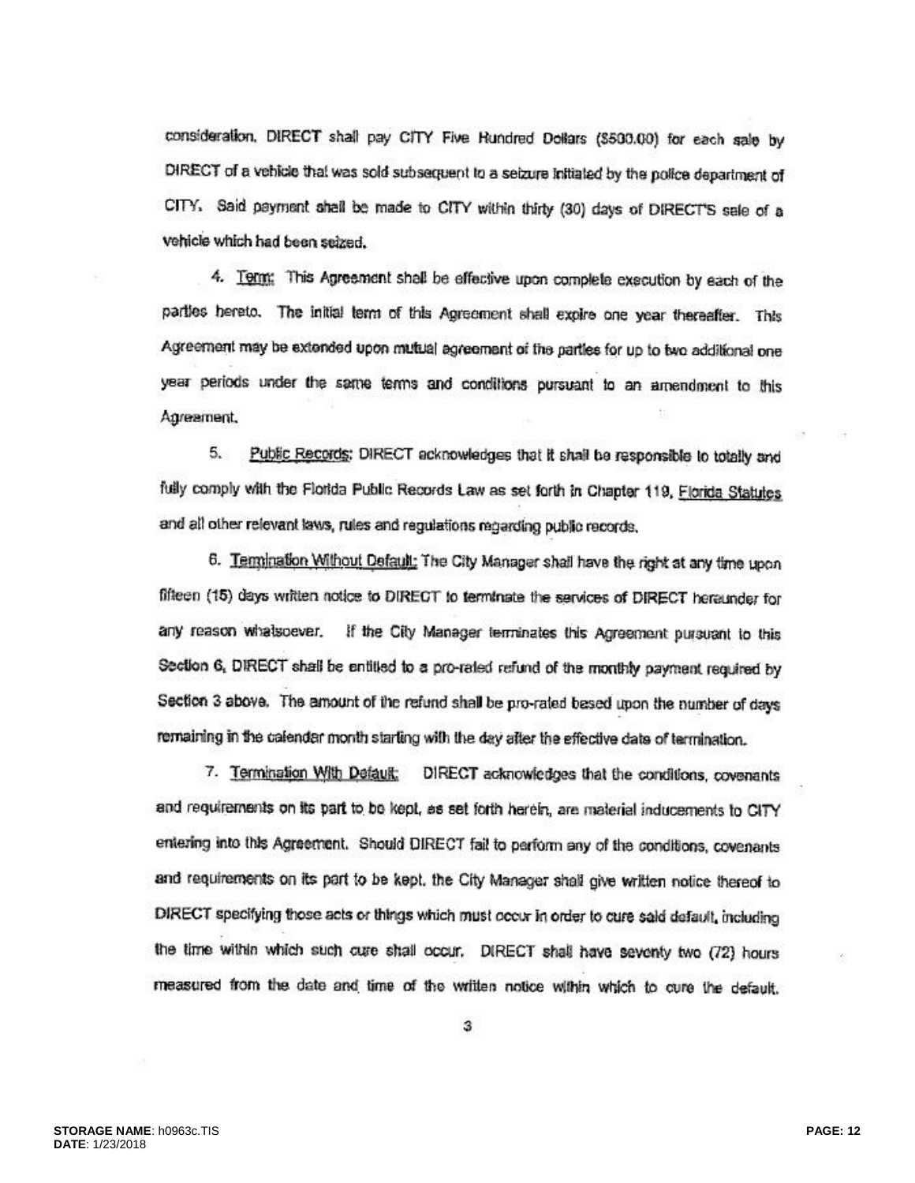consideration, DIRECT shall pay CITY Five Hundred Dollars ($500.00) for each sale by DIRECT of a vehicle that was sold subsequent to a seizure initiated by the police department of CITY. Said payment shall be made to CITY within thirty (30) days of DIRECT'S sale of a vehicle which had been seized.

4. Term: This Agreement shall be effective upon complete execution by each of the parties hereto. The initial term of this Agreement shall expire one year thereafter. This Agreement may be extended upon mutual agreement of the parties for up to two additional one year periods under the same terms and conditions pursuant to an amendment to this Agreement.

5. Public Records: DIRECT acknowledges that it shall be responsible to totally and fully comply with the Florida Public Records Law as set forth in Chapter 119, Florida Statutes and all other relevant laws, rules and regulations regarding public records.

6. Termination Without Default: The City Manager shall have the right at any time upon fifteen (15) days written notice to DIRECT to terminate the services of DIRECT hereunder for any reason whatsoever. If the City Manager terminates this Agreement pursuant to this Section 6, DIRECT shall be entitled to a pro-rated refund of the monthly payment required by Section 3 above. The amount of the refund shall be pro-rated based upon the number of days remaining in the calendar month starting with the day after the effective date of termination.

7. Termination With Default: DIRECT acknowledges that the conditions, covenants and requirements on its part to be kept, as set forth herein, are material inducements to CITY entering into this Agreement. Should DIRECT fail to perform any of the conditions, covenants and requirements on its part to be kept, the City Manager shall give written notice thereof to DIRECT specifying those acts or things which must occur in order to cure said default, including the time within which such cure shall occur. DIRECT shall have seventy two (72) hours measured from the date and time of the written notice within which to cure the default.

3

**STORAGE NAME**: h0963c.TIS
**DATE**: 1/23/2018